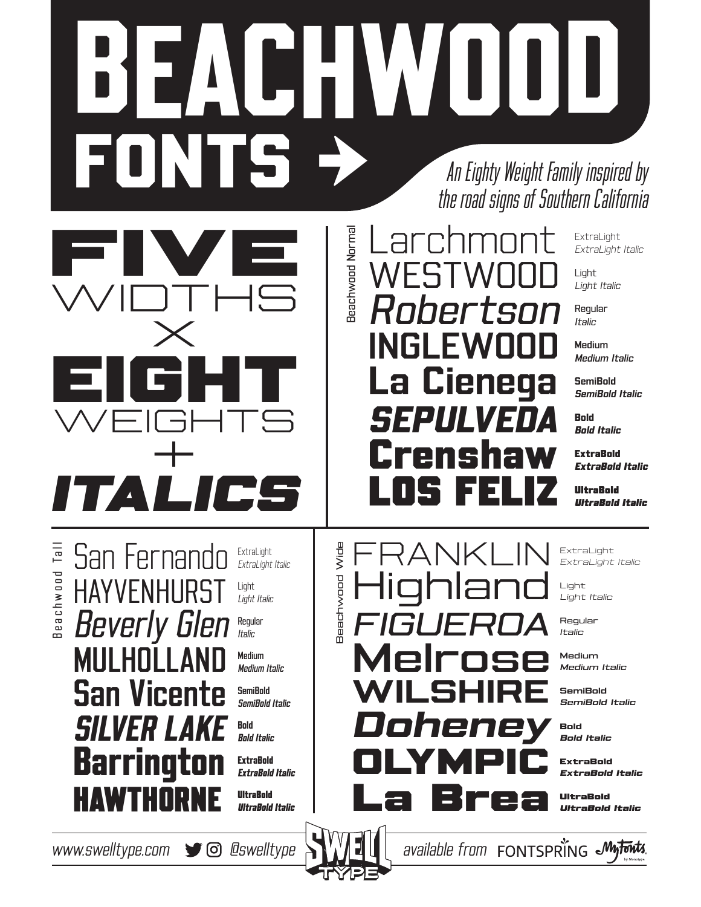# BEACHWOOD FONTS →

*An Eighty Weight Family inspired by the road signs of Southern California*

**FIVE** WIDTHS × **EIGHT** WEIGHTS + ***ITALICS***

## Beachwood Normal

| Sample | Weights |
|---|---|
| Larchmont | ExtraLight / *ExtraLight Italic* |
| WESTWOOD | Light / *Light Italic* |
| *Robertson* | Regular / *Italic* |
| INGLEWOOD | Medium / *Medium Italic* |
| La Cienega | SemiBold / *SemiBold Italic* |
| *SEPULVEDA* | Bold / *Bold Italic* |
| Crenshaw | ExtraBold / *ExtraBold Italic* |
| LOS FELIZ | UltraBold / *UltraBold Italic* |

## Beachwood Tall

| Sample | Weights |
|---|---|
| San Fernando | ExtraLight / *ExtraLight Italic* |
| HAYVENHURST | Light / *Light Italic* |
| *Beverly Glen* | Regular / *Italic* |
| MULHOLLAND | Medium / *Medium Italic* |
| San Vicente | SemiBold / *SemiBold Italic* |
| *SILVER LAKE* | Bold / *Bold Italic* |
| Barrington | ExtraBold / *ExtraBold Italic* |
| HAWTHORNE | UltraBold / *UltraBold Italic* |

## Beachwood Wide

| Sample | Weights |
|---|---|
| FRANKLIN | ExtraLight / *ExtraLight Italic* |
| Highland | Light / *Light Italic* |
| *FIGUEROA* | Regular / *Italic* |
| Melrose | Medium / *Medium Italic* |
| WILSHIRE | SemiBold / *SemiBold Italic* |
| *Doheney* | Bold / *Bold Italic* |
| OLYMPIC | ExtraBold / *ExtraBold Italic* |
| La Brea | UltraBold / *UltraBold Italic* |

*www.swelltype.com* *@swelltype* SWELL TYPE *available from* FONTSPRING MyFonts by Monotype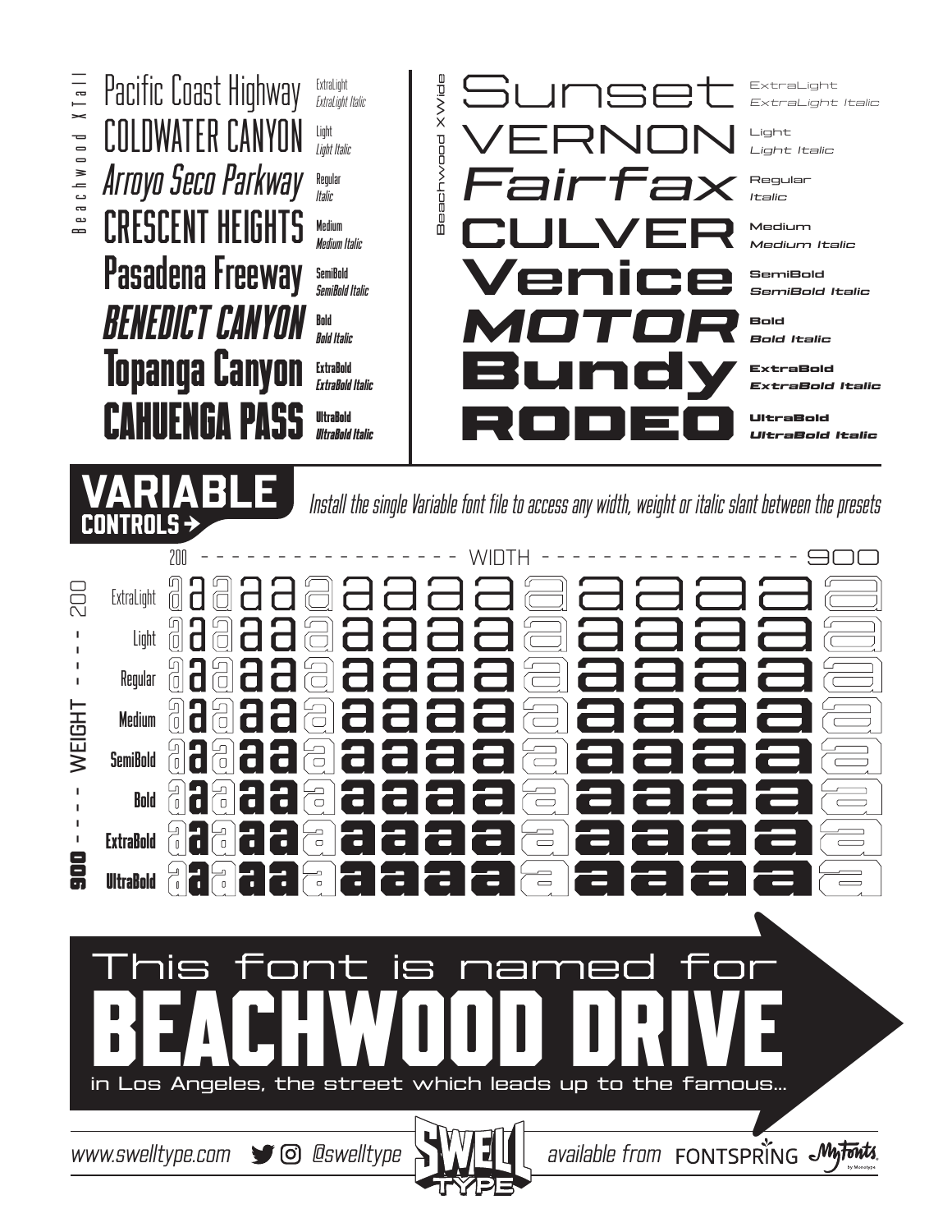## Beachwood XTall

| Sample | Styles |
| --- | --- |
| Pacific Coast Highway | ExtraLight / *ExtraLight Italic* |
| COLDWATER CANYON | Light / *Light Italic* |
| *Arroyo Seco Parkway* | Regular / *Italic* |
| CRESCENT HEIGHTS | Medium / *Medium Italic* |
| Pasadena Freeway | SemiBold / *SemiBold Italic* |
| *BENEDICT CANYON* | Bold / *Bold Italic* |
| Topanga Canyon | ExtraBold / *ExtraBold Italic* |
| CAHUENGA PASS | UltraBold / *UltraBold Italic* |

## Beachwood XWide

| Sample | Styles |
| --- | --- |
| Sunset | ExtraLight / *ExtraLight Italic* |
| VERNON | Light / *Light Italic* |
| *Fairfax* | Regular / *Italic* |
| CULVER | Medium / *Medium Italic* |
| Venice | SemiBold / *SemiBold Italic* |
| *MOTOR* | Bold / *Bold Italic* |
| Bundy | ExtraBold / *ExtraBold Italic* |
| RODEO | UltraBold / *UltraBold Italic* |

# VARIABLE CONTROLS →

*Install the single Variable font file to access any width, weight or italic slant between the presets*

200 - - - - - - - - WIDTH - - - - - - - - 900

200 - - - - WEIGHT - - - - 900

ExtraLight
Light
Regular
Medium
SemiBold
Bold
ExtraBold
UltraBold

# This font is named for BEACHWOOD DRIVE

in Los Angeles, the street which leads up to the famous...

*www.swelltype.com* *@swelltype* SWELL TYPE *available from* FONTSPRING MyFonts by Monotype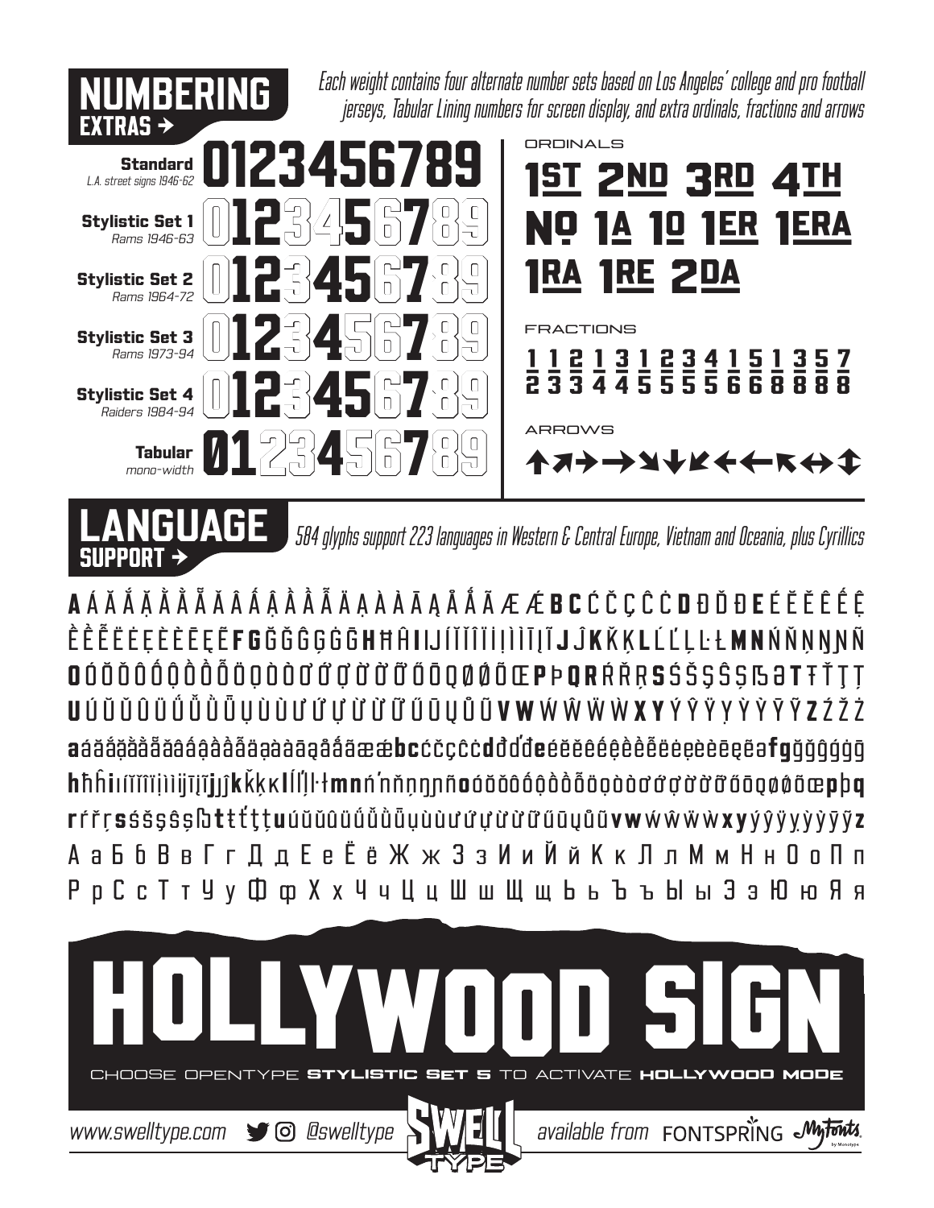## NUMBERING EXTRAS →

*Each weight contains four alternate number sets based on Los Angeles' college and pro football jerseys, Tabular Lining numbers for screen display, and extra ordinals, fractions and arrows*

| | |
|---|---|
| **Standard** *L.A. street signs 1946-62* | 0123456789 |
| **Stylistic Set 1** *Rams 1946-63* | 0123456789 |
| **Stylistic Set 2** *Rams 1964-72* | 0123456789 |
| **Stylistic Set 3** *Rams 1973-94* | 0123456789 |
| **Stylistic Set 4** *Raiders 1984-94* | 0123456789 |
| **Tabular** *mono-width* | 0123456789 |

ORDINALS

1ST 2ND 3RD 4TH
Nº 1A 1O 1ER 1ERA
1RA 1RE 2DA

FRACTIONS

1/2 1/3 2/3 1/4 3/4 1/5 2/5 3/5 4/5 1/6 5/6 1/8 3/8 5/8 7/8

ARROWS

↑↗→→↘↓↙←←↖↔↕

## LANGUAGE SUPPORT →

*584 glyphs support 223 languages in Western & Central Europe, Vietnam and Oceania, plus Cyrillics*

**A** Á Ă Ắ Ặ Ằ Ẳ Ẵ Ǎ Â Ấ Ậ Ầ Ẩ Ẫ Ä Ạ À Ả Ā Ą Å Ǻ Ã Æ Ǽ **B C** Ć Č Ç Ĉ Ċ **D** Ď Đ Ð **E** É Ĕ Ě Ê Ế Ệ Ề Ể Ễ Ë Ė Ẹ È Ẻ Ē Ę Ẽ **F G** Ğ Ǧ Ĝ Ģ Ġ Ḡ **H** Ħ Ĥ **I** Ĳ Í Ĭ Ǐ Î Ï İ Ị Ì Ỉ Ī Į Ĩ **J** Ĵ **K** Ǩ Ķ **L** Ĺ Ľ Ļ Ŀ Ł **M N** Ń Ň Ņ Ŋ Ñ **O** Ó Ŏ Ǒ Ô Ố Ộ Ồ Ổ Ỗ Ö Ọ Ò Ỏ Ơ Ớ Ợ Ờ Ở Ỡ Ő Ō Ǫ Ø Ǿ Õ Œ **P** Þ **Q R** Ŕ Ř Ŗ **S** Ś Š Ş Ŝ Ș ẞ Ə **T** Ŧ Ť Ţ Ț **U** Ú Ŭ Ǔ Û Ü Ǘ Ǜ Ǚ Ǖ Ụ Ù Ủ Ư Ứ Ự Ừ Ử Ữ Ű Ū Ų Ů Ũ **V W** Ẃ Ŵ Ẅ Ẁ **X Y** Ý Ŷ Ÿ Ỵ Ỳ Ỷ Ȳ Ỹ **Z** Ź Ž Ż

**a** á ă ắ ặ ằ ẳ ẵ ǎ â ấ ậ ầ ẩ ẫ ä ạ à ả ā ą å ǻ ã æ ǽ **b c** ć č ç ĉ ċ **d** ď đ ð **e** é ĕ ě ê ế ệ ề ể ễ ë ė ẹ è ẻ ē ę ẽ ə **f g** ğ ǧ ĝ ģ ġ ḡ **h** ħ ĥ **i** ı í ĭ ǐ î ï i ị ì ỉ ĳ ī į ĩ **j** ȷ ĵ **k** ǩ ķ ĸ **l** ĺ ľ ļ ŀ ł **m n** ń ŉ ň ņ ŋ ñ **o** ó ŏ ǒ ô ố ộ ồ ổ ỗ ö ọ ò ỏ ơ ớ ợ ờ ở ỡ ő ō ǫ ø ǿ õ œ **p** þ **q r** ŕ ř ŗ **s** ś š ş ŝ ș ß **t** ŧ ť ţ ț **u** ú ŭ ǔ û ü ǘ ǜ ǚ ǖ ụ ù ủ ư ứ ự ừ ử ữ ű ū ų ů ũ **v w** ẃ ŵ ẅ ẁ **x y** ý ŷ ÿ ỵ ỳ ỷ ȳ ỹ **z**

А а Б б В в Г г Д д Е е Ё ё Ж ж З з И и Й й К к Л л М м Н н О о П п Р р С с Т т У у Ф ф Х х Ч ч Ц ц Ш ш Щ щ Ь ь Ъ ъ Ы ы Э э Ю ю Я я

# HOLLYWOOD SIGN

CHOOSE OPENTYPE **STYLISTIC SET 5** TO ACTIVATE **HOLLYWOOD MODE**

*www.swelltype.com* *@swelltype* SWELL TYPE *available from* FONTSPRING MyFonts